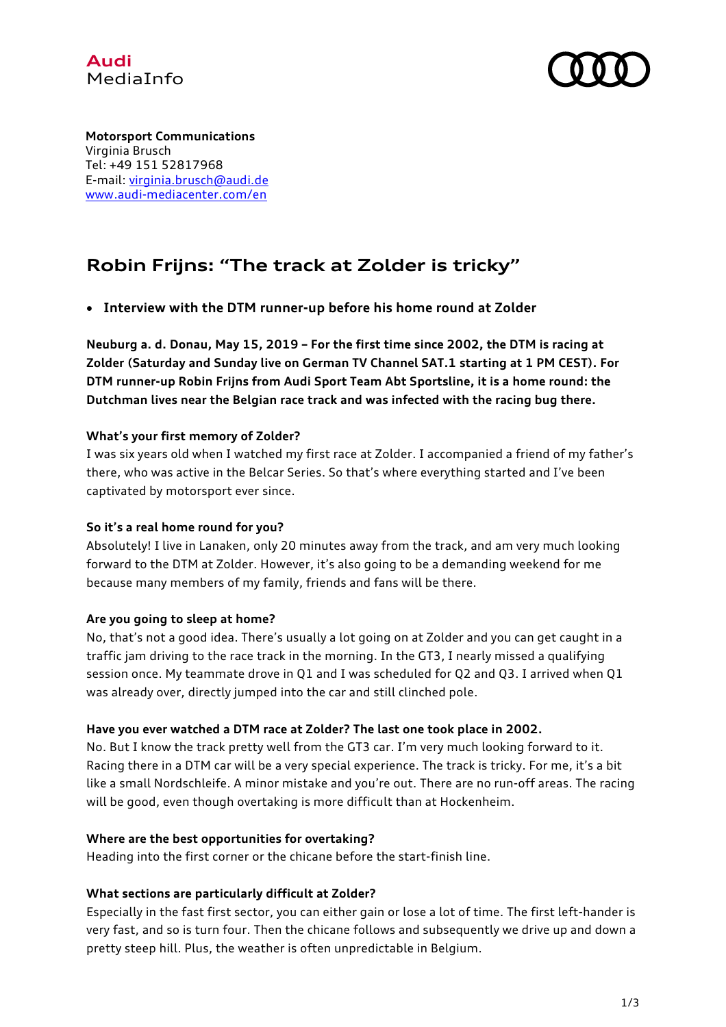Audi
MediaInfo

**Motorsport Communications**
Virginia Brusch
Tel: +49 151 52817968
E-mail: virginia.brusch@audi.de
www.audi-mediacenter.com/en

# Robin Frijns: "The track at Zolder is tricky"

- **Interview with the DTM runner-up before his home round at Zolder**

**Neuburg a. d. Donau, May 15, 2019 – For the first time since 2002, the DTM is racing at Zolder (Saturday and Sunday live on German TV Channel SAT.1 starting at 1 PM CEST). For DTM runner-up Robin Frijns from Audi Sport Team Abt Sportsline, it is a home round: the Dutchman lives near the Belgian race track and was infected with the racing bug there.**

**What's your first memory of Zolder?**
I was six years old when I watched my first race at Zolder. I accompanied a friend of my father's there, who was active in the Belcar Series. So that's where everything started and I've been captivated by motorsport ever since.

**So it's a real home round for you?**
Absolutely! I live in Lanaken, only 20 minutes away from the track, and am very much looking forward to the DTM at Zolder. However, it's also going to be a demanding weekend for me because many members of my family, friends and fans will be there.

**Are you going to sleep at home?**
No, that's not a good idea. There's usually a lot going on at Zolder and you can get caught in a traffic jam driving to the race track in the morning. In the GT3, I nearly missed a qualifying session once. My teammate drove in Q1 and I was scheduled for Q2 and Q3. I arrived when Q1 was already over, directly jumped into the car and still clinched pole.

**Have you ever watched a DTM race at Zolder? The last one took place in 2002.**
No. But I know the track pretty well from the GT3 car. I'm very much looking forward to it. Racing there in a DTM car will be a very special experience. The track is tricky. For me, it's a bit like a small Nordschleife. A minor mistake and you're out. There are no run-off areas. The racing will be good, even though overtaking is more difficult than at Hockenheim.

**Where are the best opportunities for overtaking?**
Heading into the first corner or the chicane before the start-finish line.

**What sections are particularly difficult at Zolder?**
Especially in the fast first sector, you can either gain or lose a lot of time. The first left-hander is very fast, and so is turn four. Then the chicane follows and subsequently we drive up and down a pretty steep hill. Plus, the weather is often unpredictable in Belgium.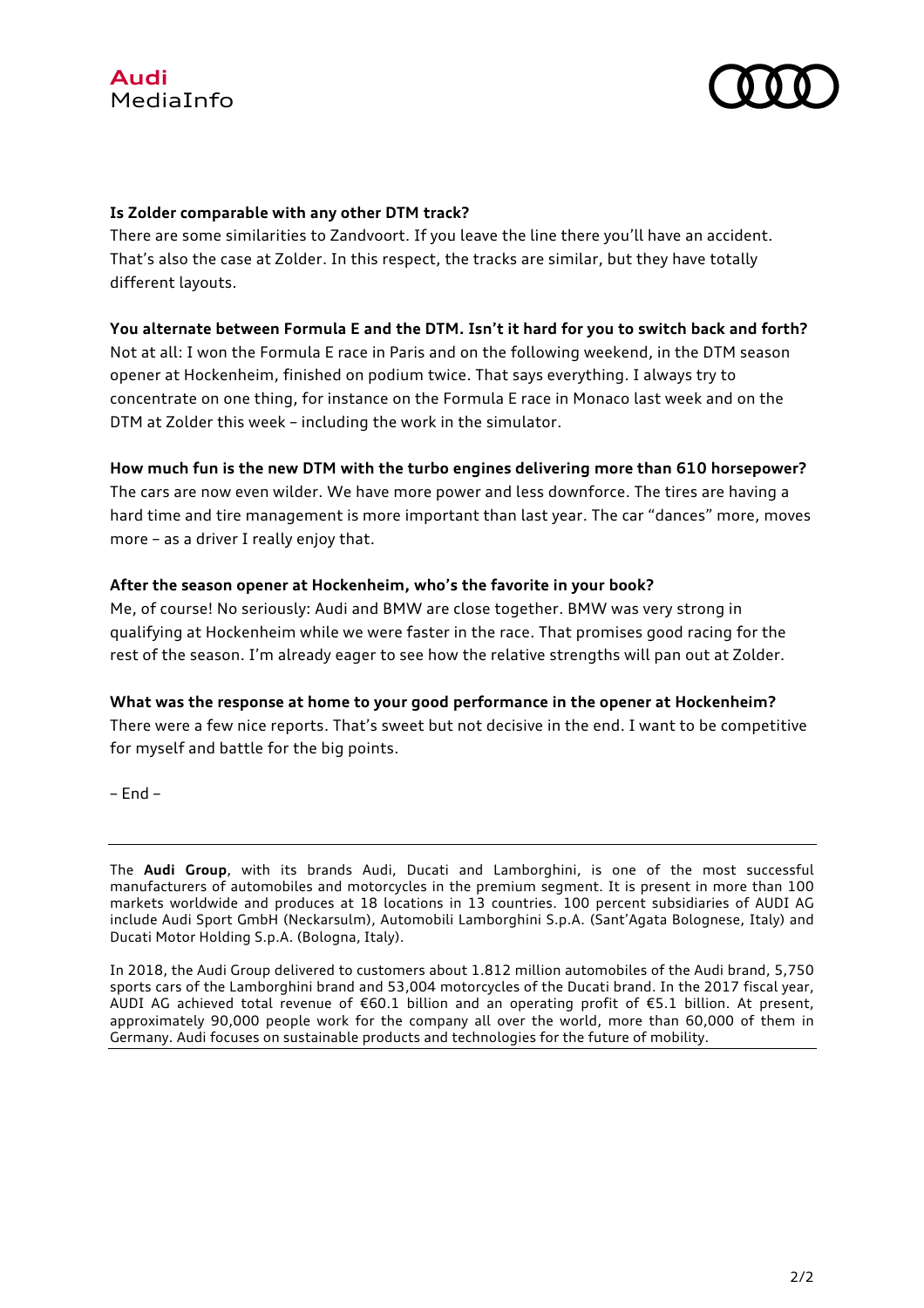**Is Zolder comparable with any other DTM track?**

There are some similarities to Zandvoort. If you leave the line there you'll have an accident. That's also the case at Zolder. In this respect, the tracks are similar, but they have totally different layouts.

**You alternate between Formula E and the DTM. Isn't it hard for you to switch back and forth?**

Not at all: I won the Formula E race in Paris and on the following weekend, in the DTM season opener at Hockenheim, finished on podium twice. That says everything. I always try to concentrate on one thing, for instance on the Formula E race in Monaco last week and on the DTM at Zolder this week – including the work in the simulator.

**How much fun is the new DTM with the turbo engines delivering more than 610 horsepower?**

The cars are now even wilder. We have more power and less downforce. The tires are having a hard time and tire management is more important than last year. The car "dances" more, moves more – as a driver I really enjoy that.

**After the season opener at Hockenheim, who's the favorite in your book?**

Me, of course! No seriously: Audi and BMW are close together. BMW was very strong in qualifying at Hockenheim while we were faster in the race. That promises good racing for the rest of the season. I'm already eager to see how the relative strengths will pan out at Zolder.

**What was the response at home to your good performance in the opener at Hockenheim?**

There were a few nice reports. That's sweet but not decisive in the end. I want to be competitive for myself and battle for the big points.

– End –

---

The **Audi Group**, with its brands Audi, Ducati and Lamborghini, is one of the most successful manufacturers of automobiles and motorcycles in the premium segment. It is present in more than 100 markets worldwide and produces at 18 locations in 13 countries. 100 percent subsidiaries of AUDI AG include Audi Sport GmbH (Neckarsulm), Automobili Lamborghini S.p.A. (Sant'Agata Bolognese, Italy) and Ducati Motor Holding S.p.A. (Bologna, Italy).

In 2018, the Audi Group delivered to customers about 1.812 million automobiles of the Audi brand, 5,750 sports cars of the Lamborghini brand and 53,004 motorcycles of the Ducati brand. In the 2017 fiscal year, AUDI AG achieved total revenue of €60.1 billion and an operating profit of €5.1 billion. At present, approximately 90,000 people work for the company all over the world, more than 60,000 of them in Germany. Audi focuses on sustainable products and technologies for the future of mobility.